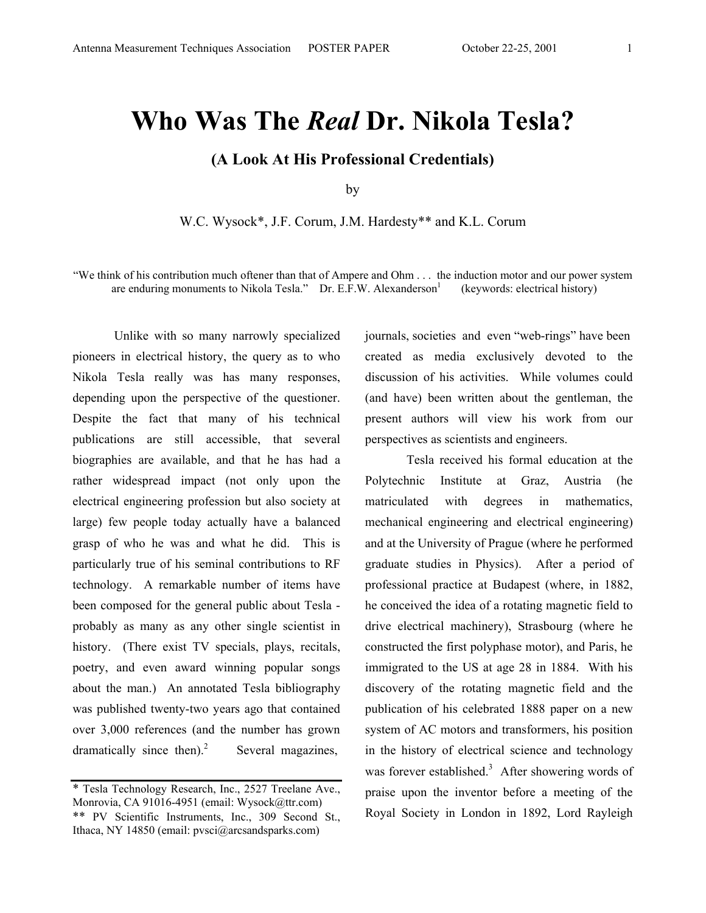# Who Was The *Real* Dr. Nikola Tesla?

### (A Look At His Professional Credentials)

by

W.C. Wysock*, J.F. Corum, J.M. Hardesty** and K.L. Corum

"We think of his contribution much oftener than that of Ampere and Ohm . . . the induction motor and our power system are enduring monuments to Nikola Tesla." Dr. E.F.W. Alexanderson[1] (keywords: electrical history)

Unlike with so many narrowly specialized pioneers in electrical history, the query as to who Nikola Tesla really was has many responses, depending upon the perspective of the questioner. Despite the fact that many of his technical publications are still accessible, that several biographies are available, and that he has had a rather widespread impact (not only upon the electrical engineering profession but also society at large) few people today actually have a balanced grasp of who he was and what he did. This is particularly true of his seminal contributions to RF technology. A remarkable number of items have been composed for the general public about Tesla - probably as many as any other single scientist in history. (There exist TV specials, plays, recitals, poetry, and even award winning popular songs about the man.) An annotated Tesla bibliography was published twenty-two years ago that contained over 3,000 references (and the number has grown dramatically since then).[2] Several magazines, journals, societies and even "web-rings" have been created as media exclusively devoted to the discussion of his activities. While volumes could (and have) been written about the gentleman, the present authors will view his work from our perspectives as scientists and engineers.

Tesla received his formal education at the Polytechnic Institute at Graz, Austria (he matriculated with degrees in mathematics, mechanical engineering and electrical engineering) and at the University of Prague (where he performed graduate studies in Physics). After a period of professional practice at Budapest (where, in 1882, he conceived the idea of a rotating magnetic field to drive electrical machinery), Strasbourg (where he constructed the first polyphase motor), and Paris, he immigrated to the US at age 28 in 1884. With his discovery of the rotating magnetic field and the publication of his celebrated 1888 paper on a new system of AC motors and transformers, his position in the history of electrical science and technology was forever established.[3] After showering words of praise upon the inventor before a meeting of the Royal Society in London in 1892, Lord Rayleigh

---

\* Tesla Technology Research, Inc., 2527 Treelane Ave., Monrovia, CA 91016-4951 (email: Wysock@ttr.com)
\*\* PV Scientific Instruments, Inc., 309 Second St., Ithaca, NY 14850 (email: pvsci@arcsandsparks.com)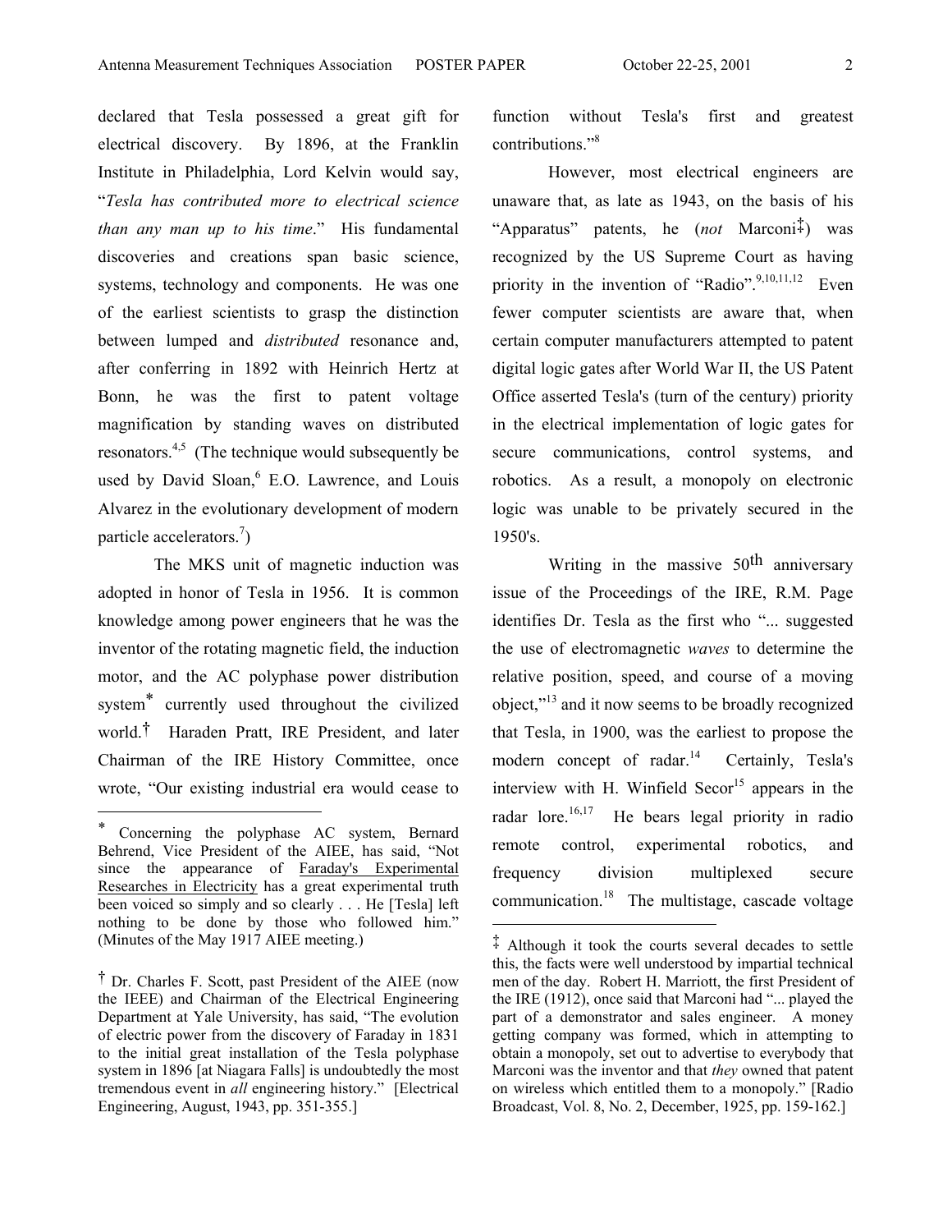declared that Tesla possessed a great gift for electrical discovery. By 1896, at the Franklin Institute in Philadelphia, Lord Kelvin would say, "*Tesla has contributed more to electrical science than any man up to his time*." His fundamental discoveries and creations span basic science, systems, technology and components. He was one of the earliest scientists to grasp the distinction between lumped and *distributed* resonance and, after conferring in 1892 with Heinrich Hertz at Bonn, he was the first to patent voltage magnification by standing waves on distributed resonators.[4,5] (The technique would subsequently be used by David Sloan,[6] E.O. Lawrence, and Louis Alvarez in the evolutionary development of modern particle accelerators.[7])

The MKS unit of magnetic induction was adopted in honor of Tesla in 1956. It is common knowledge among power engineers that he was the inventor of the rotating magnetic field, the induction motor, and the AC polyphase power distribution system* currently used throughout the civilized world.† Haraden Pratt, IRE President, and later Chairman of the IRE History Committee, once wrote, "Our existing industrial era would cease to function without Tesla's first and greatest contributions."[8]

However, most electrical engineers are unaware that, as late as 1943, on the basis of his "Apparatus" patents, he (*not* Marconi‡) was recognized by the US Supreme Court as having priority in the invention of "Radio".[9,10,11,12] Even fewer computer scientists are aware that, when certain computer manufacturers attempted to patent digital logic gates after World War II, the US Patent Office asserted Tesla's (turn of the century) priority in the electrical implementation of logic gates for secure communications, control systems, and robotics. As a result, a monopoly on electronic logic was unable to be privately secured in the 1950's.

Writing in the massive 50th anniversary issue of the Proceedings of the IRE, R.M. Page identifies Dr. Tesla as the first who "... suggested the use of electromagnetic *waves* to determine the relative position, speed, and course of a moving object,"[13] and it now seems to be broadly recognized that Tesla, in 1900, was the earliest to propose the modern concept of radar.[14] Certainly, Tesla's interview with H. Winfield Secor[15] appears in the radar lore.[16,17] He bears legal priority in radio remote control, experimental robotics, and frequency division multiplexed secure communication.[18] The multistage, cascade voltage

---

* Concerning the polyphase AC system, Bernard Behrend, Vice President of the AIEE, has said, "Not since the appearance of Faraday's Experimental Researches in Electricity has a great experimental truth been voiced so simply and so clearly . . . He [Tesla] left nothing to be done by those who followed him." (Minutes of the May 1917 AIEE meeting.)

† Dr. Charles F. Scott, past President of the AIEE (now the IEEE) and Chairman of the Electrical Engineering Department at Yale University, has said, "The evolution of electric power from the discovery of Faraday in 1831 to the initial great installation of the Tesla polyphase system in 1896 [at Niagara Falls] is undoubtedly the most tremendous event in *all* engineering history." [Electrical Engineering, August, 1943, pp. 351-355.]

‡ Although it took the courts several decades to settle this, the facts were well understood by impartial technical men of the day. Robert H. Marriott, the first President of the IRE (1912), once said that Marconi had "... played the part of a demonstrator and sales engineer. A money getting company was formed, which in attempting to obtain a monopoly, set out to advertise to everybody that Marconi was the inventor and that *they* owned that patent on wireless which entitled them to a monopoly." [Radio Broadcast, Vol. 8, No. 2, December, 1925, pp. 159-162.]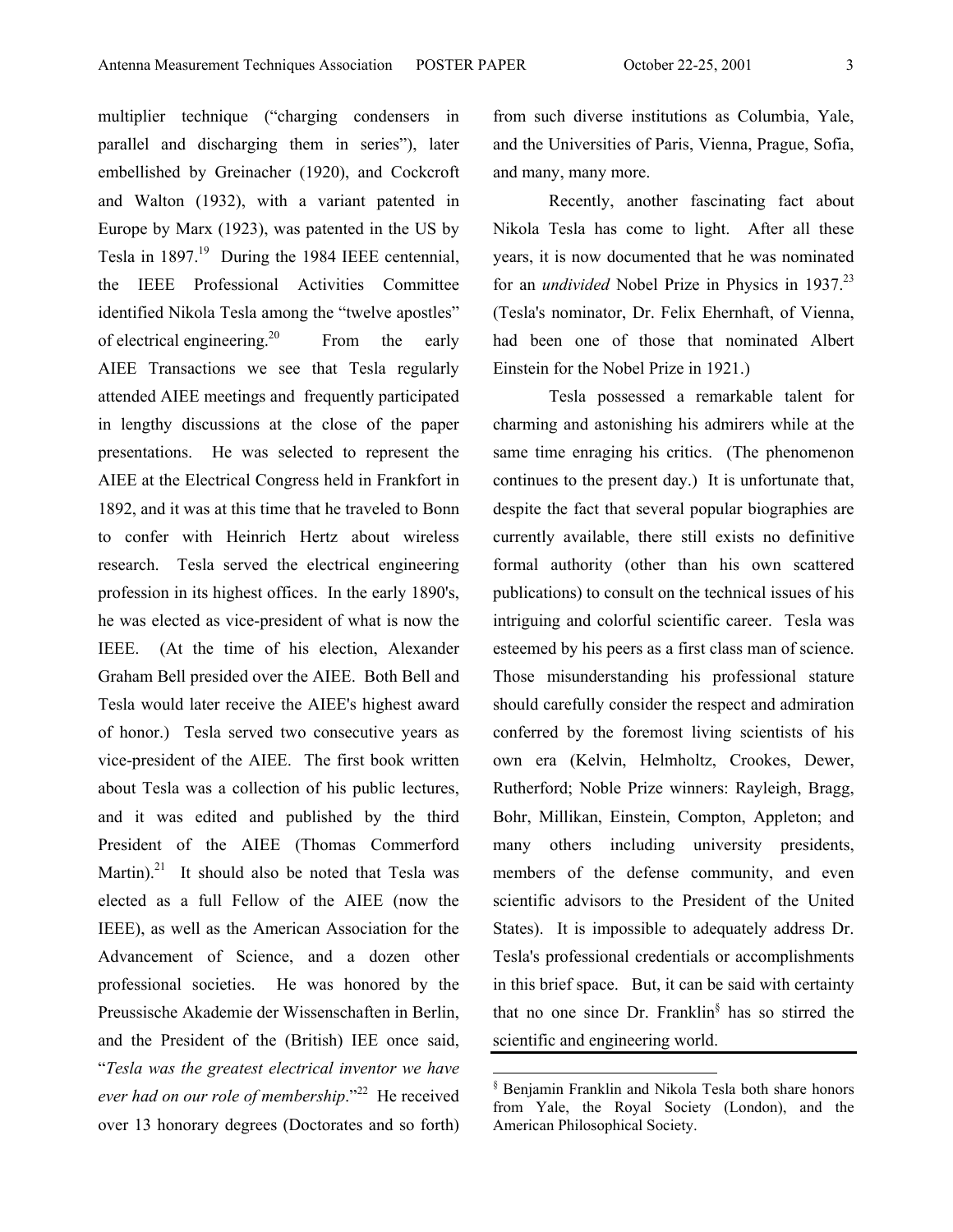multiplier technique ("charging condensers in parallel and discharging them in series"), later embellished by Greinacher (1920), and Cockcroft and Walton (1932), with a variant patented in Europe by Marx (1923), was patented in the US by Tesla in 1897.[19] During the 1984 IEEE centennial, the IEEE Professional Activities Committee identified Nikola Tesla among the "twelve apostles" of electrical engineering.[20] From the early AIEE Transactions we see that Tesla regularly attended AIEE meetings and frequently participated in lengthy discussions at the close of the paper presentations. He was selected to represent the AIEE at the Electrical Congress held in Frankfort in 1892, and it was at this time that he traveled to Bonn to confer with Heinrich Hertz about wireless research. Tesla served the electrical engineering profession in its highest offices. In the early 1890's, he was elected as vice-president of what is now the IEEE. (At the time of his election, Alexander Graham Bell presided over the AIEE. Both Bell and Tesla would later receive the AIEE's highest award of honor.) Tesla served two consecutive years as vice-president of the AIEE. The first book written about Tesla was a collection of his public lectures, and it was edited and published by the third President of the AIEE (Thomas Commerford Martin).[21] It should also be noted that Tesla was elected as a full Fellow of the AIEE (now the IEEE), as well as the American Association for the Advancement of Science, and a dozen other professional societies. He was honored by the Preussische Akademie der Wissenschaften in Berlin, and the President of the (British) IEE once said, "*Tesla was the greatest electrical inventor we have ever had on our role of membership*."[22] He received over 13 honorary degrees (Doctorates and so forth) from such diverse institutions as Columbia, Yale, and the Universities of Paris, Vienna, Prague, Sofia, and many, many more.

Recently, another fascinating fact about Nikola Tesla has come to light. After all these years, it is now documented that he was nominated for an *undivided* Nobel Prize in Physics in 1937.[23] (Tesla's nominator, Dr. Felix Ehernhaft, of Vienna, had been one of those that nominated Albert Einstein for the Nobel Prize in 1921.)

Tesla possessed a remarkable talent for charming and astonishing his admirers while at the same time enraging his critics. (The phenomenon continues to the present day.) It is unfortunate that, despite the fact that several popular biographies are currently available, there still exists no definitive formal authority (other than his own scattered publications) to consult on the technical issues of his intriguing and colorful scientific career. Tesla was esteemed by his peers as a first class man of science. Those misunderstanding his professional stature should carefully consider the respect and admiration conferred by the foremost living scientists of his own era (Kelvin, Helmholtz, Crookes, Dewer, Rutherford; Noble Prize winners: Rayleigh, Bragg, Bohr, Millikan, Einstein, Compton, Appleton; and many others including university presidents, members of the defense community, and even scientific advisors to the President of the United States). It is impossible to adequately address Dr. Tesla's professional credentials or accomplishments in this brief space. But, it can be said with certainty that no one since Dr. Franklin[§] has so stirred the scientific and engineering world.

---

[§] Benjamin Franklin and Nikola Tesla both share honors from Yale, the Royal Society (London), and the American Philosophical Society.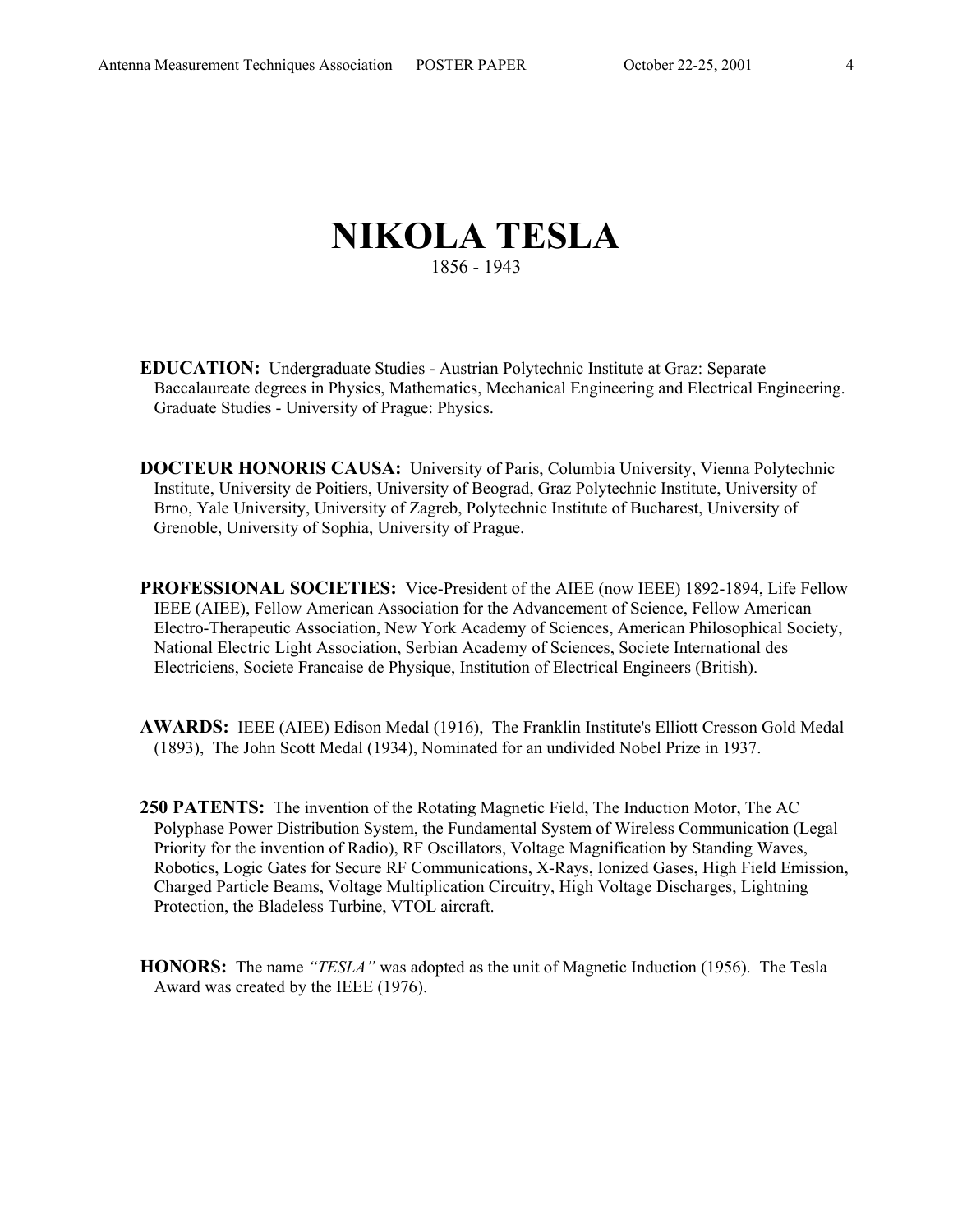# NIKOLA TESLA

1856 - 1943

**EDUCATION:** Undergraduate Studies - Austrian Polytechnic Institute at Graz: Separate Baccalaureate degrees in Physics, Mathematics, Mechanical Engineering and Electrical Engineering. Graduate Studies - University of Prague: Physics.

**DOCTEUR HONORIS CAUSA:** University of Paris, Columbia University, Vienna Polytechnic Institute, University de Poitiers, University of Beograd, Graz Polytechnic Institute, University of Brno, Yale University, University of Zagreb, Polytechnic Institute of Bucharest, University of Grenoble, University of Sophia, University of Prague.

**PROFESSIONAL SOCIETIES:** Vice-President of the AIEE (now IEEE) 1892-1894, Life Fellow IEEE (AIEE), Fellow American Association for the Advancement of Science, Fellow American Electro-Therapeutic Association, New York Academy of Sciences, American Philosophical Society, National Electric Light Association, Serbian Academy of Sciences, Societe International des Electriciens, Societe Francaise de Physique, Institution of Electrical Engineers (British).

**AWARDS:** IEEE (AIEE) Edison Medal (1916), The Franklin Institute's Elliott Cresson Gold Medal (1893), The John Scott Medal (1934), Nominated for an undivided Nobel Prize in 1937.

**250 PATENTS:** The invention of the Rotating Magnetic Field, The Induction Motor, The AC Polyphase Power Distribution System, the Fundamental System of Wireless Communication (Legal Priority for the invention of Radio), RF Oscillators, Voltage Magnification by Standing Waves, Robotics, Logic Gates for Secure RF Communications, X-Rays, Ionized Gases, High Field Emission, Charged Particle Beams, Voltage Multiplication Circuitry, High Voltage Discharges, Lightning Protection, the Bladeless Turbine, VTOL aircraft.

**HONORS:** The name *"TESLA"* was adopted as the unit of Magnetic Induction (1956). The Tesla Award was created by the IEEE (1976).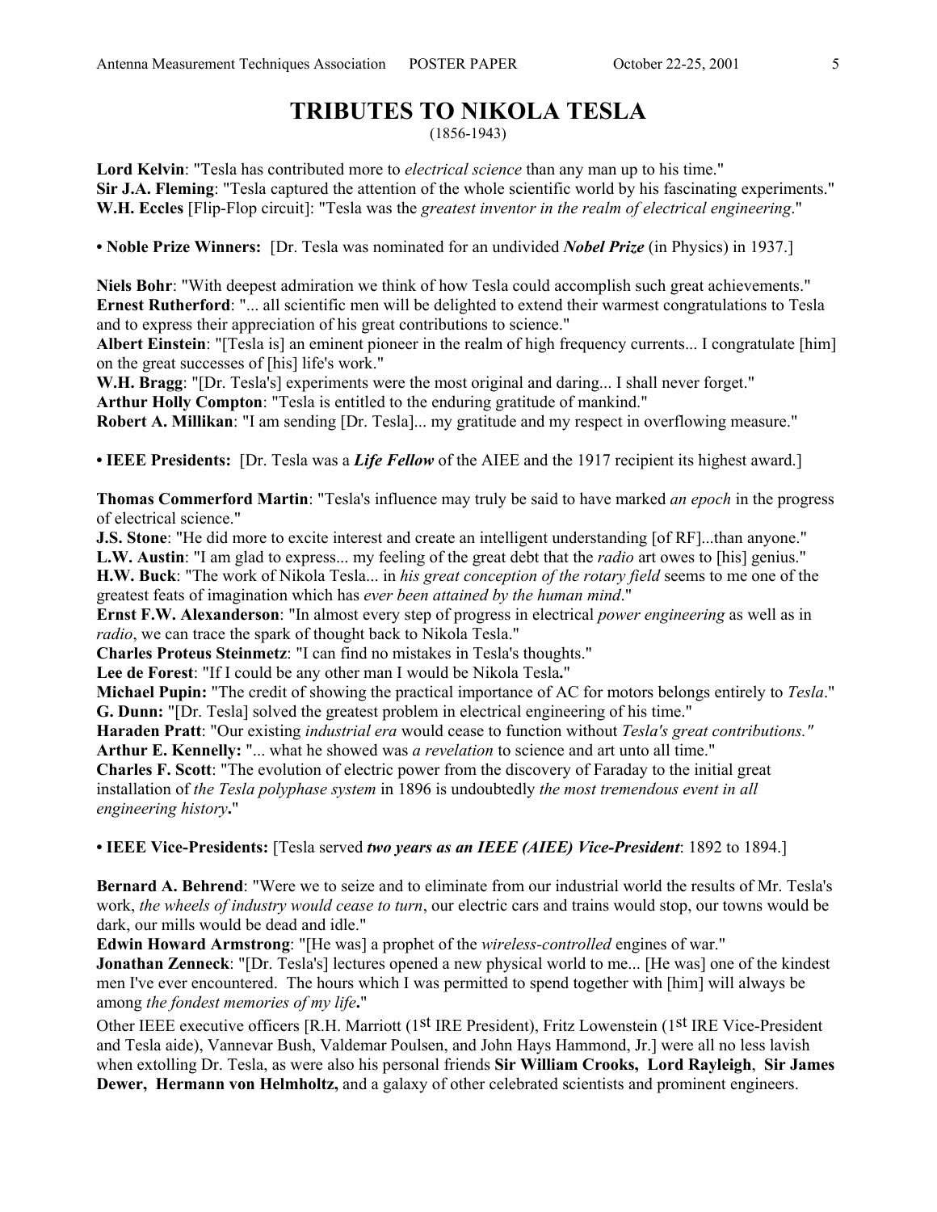// TRIBUTES TO NIKOLA TESLA

(1856-1943)

**Lord Kelvin**: "Tesla has contributed more to *electrical science* than any man up to his time."
**Sir J.A. Fleming**: "Tesla captured the attention of the whole scientific world by his fascinating experiments."
**W.H. Eccles** [Flip-Flop circuit]: "Tesla was the *greatest inventor in the realm of electrical engineering*."

**• Noble Prize Winners:** [Dr. Tesla was nominated for an undivided ***Nobel Prize*** (in Physics) in 1937.]

**Niels Bohr**: "With deepest admiration we think of how Tesla could accomplish such great achievements."
**Ernest Rutherford**: "... all scientific men will be delighted to extend their warmest congratulations to Tesla and to express their appreciation of his great contributions to science."
**Albert Einstein**: "[Tesla is] an eminent pioneer in the realm of high frequency currents... I congratulate [him] on the great successes of [his] life's work."
**W.H. Bragg**: "[Dr. Tesla's] experiments were the most original and daring... I shall never forget."
**Arthur Holly Compton**: "Tesla is entitled to the enduring gratitude of mankind."
**Robert A. Millikan**: "I am sending [Dr. Tesla]... my gratitude and my respect in overflowing measure."

**• IEEE Presidents:** [Dr. Tesla was a ***Life Fellow*** of the AIEE and the 1917 recipient its highest award.]

**Thomas Commerford Martin**: "Tesla's influence may truly be said to have marked *an epoch* in the progress of electrical science."
**J.S. Stone**: "He did more to excite interest and create an intelligent understanding [of RF]...than anyone."
**L.W. Austin**: "I am glad to express... my feeling of the great debt that the *radio* art owes to [his] genius."
**H.W. Buck**: "The work of Nikola Tesla... in *his great conception of the rotary field* seems to me one of the greatest feats of imagination which has *ever been attained by the human mind*."
**Ernst F.W. Alexanderson**: "In almost every step of progress in electrical *power engineering* as well as in *radio*, we can trace the spark of thought back to Nikola Tesla."
**Charles Proteus Steinmetz**: "I can find no mistakes in Tesla's thoughts."
**Lee de Forest**: "If I could be any other man I would be Nikola Tesla**.**"
**Michael Pupin:** "The credit of showing the practical importance of AC for motors belongs entirely to *Tesla*."
**G. Dunn:** "[Dr. Tesla] solved the greatest problem in electrical engineering of his time."
**Haraden Pratt**: "Our existing *industrial era* would cease to function without *Tesla's great contributions."*
**Arthur E. Kennelly:** "... what he showed was *a revelation* to science and art unto all time."
**Charles F. Scott**: "The evolution of electric power from the discovery of Faraday to the initial great installation of *the Tesla polyphase system* in 1896 is undoubtedly *the most tremendous event in all engineering history***.**"

**• IEEE Vice-Presidents:** [Tesla served ***two years as an IEEE (AIEE) Vice-President***: 1892 to 1894.]

**Bernard A. Behrend**: "Were we to seize and to eliminate from our industrial world the results of Mr. Tesla's work, *the wheels of industry would cease to turn*, our electric cars and trains would stop, our towns would be dark, our mills would be dead and idle."
**Edwin Howard Armstrong**: "[He was] a prophet of the *wireless-controlled* engines of war."
**Jonathan Zenneck**: "[Dr. Tesla's] lectures opened a new physical world to me... [He was] one of the kindest men I've ever encountered. The hours which I was permitted to spend together with [him] will always be among *the fondest memories of my life***.**"

Other IEEE executive officers [R.H. Marriott (1st IRE President), Fritz Lowenstein (1st IRE Vice-President and Tesla aide), Vannevar Bush, Valdemar Poulsen, and John Hays Hammond, Jr.] were all no less lavish when extolling Dr. Tesla, as were also his personal friends **Sir William Crooks, Lord Rayleigh**, **Sir James Dewer, Hermann von Helmholtz,** and a galaxy of other celebrated scientists and prominent engineers.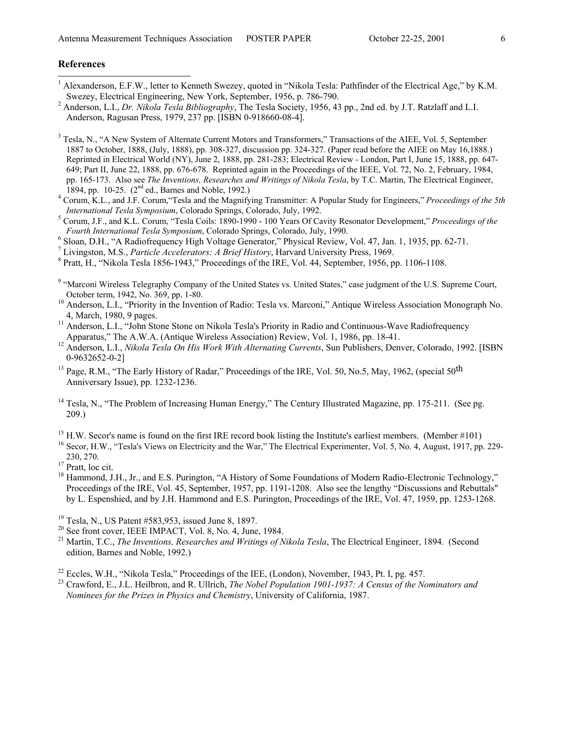## References

[1] Alexanderson, E.F.W., letter to Kenneth Swezey, quoted in "Nikola Tesla: Pathfinder of the Electrical Age," by K.M. Swezey, Electrical Engineering, New York, September, 1956, p. 786-790.

[2] Anderson, L.I., *Dr. Nikola Tesla Bibliography*, The Tesla Society, 1956, 43 pp., 2nd ed. by J.T. Ratzlaff and L.I. Anderson, Ragusan Press, 1979, 237 pp. [ISBN 0-918660-08-4].

[3] Tesla, N., "A New System of Alternate Current Motors and Transformers," Transactions of the AIEE, Vol. 5, September 1887 to October, 1888, (July, 1888), pp. 308-327, discussion pp. 324-327. (Paper read before the AIEE on May 16,1888.) Reprinted in Electrical World (NY), June 2, 1888, pp. 281-283; Electrical Review - London, Part I, June 15, 1888, pp. 647-649; Part II, June 22, 1888, pp. 676-678. Reprinted again in the Proceedings of the IEEE, Vol. 72, No. 2, February, 1984, pp. 165-173. Also see *The Inventions, Researches and Writings of Nikola Tesla*, by T.C. Martin, The Electrical Engineer, 1894, pp. 10-25. (2nd ed., Barnes and Noble, 1992.)

[4] Corum, K.L., and J.F. Corum,"Tesla and the Magnifying Transmitter: A Popular Study for Engineers," *Proceedings of the 5th International Tesla Symposium*, Colorado Springs, Colorado, July, 1992.

[5] Corum, J.F., and K.L. Corum, "Tesla Coils: 1890-1990 - 100 Years Of Cavity Resonator Development," *Proceedings of the Fourth International Tesla Symposium*, Colorado Springs, Colorado, July, 1990.

[6] Sloan, D.H., "A Radiofrequency High Voltage Generator," Physical Review, Vol. 47, Jan. 1, 1935, pp. 62-71.

[7] Livingston, M.S., *Particle Accelerators: A Brief History*, Harvard University Press, 1969.

[8] Pratt, H., "Nikola Tesla 1856-1943," Proceedings of the IRE, Vol. 44, September, 1956, pp. 1106-1108.

[9] "Marconi Wireless Telegraphy Company of the United States vs. United States," case judgment of the U.S. Supreme Court, October term, 1942, No. 369, pp. 1-80.

[10] Anderson, L.I., "Priority in the Invention of Radio: Tesla vs. Marconi," Antique Wireless Association Monograph No. 4, March, 1980, 9 pages.

[11] Anderson, L.I., "John Stone Stone on Nikola Tesla's Priority in Radio and Continuous-Wave Radiofrequency Apparatus," The A.W.A. (Antique Wireless Association) Review, Vol. 1, 1986, pp. 18-41.

[12] Anderson, L.I., *Nikola Tesla On His Work With Alternating Currents*, Sun Publishers, Denver, Colorado, 1992. [ISBN 0-9632652-0-2]

[13] Page, R.M., "The Early History of Radar," Proceedings of the IRE, Vol. 50, No.5, May, 1962, (special 50th Anniversary Issue), pp. 1232-1236.

[14] Tesla, N., "The Problem of Increasing Human Energy," The Century Illustrated Magazine, pp. 175-211. (See pg. 209.)

[15] H.W. Secor's name is found on the first IRE record book listing the Institute's earliest members. (Member #101)

[16] Secor, H.W., "Tesla's Views on Electricity and the War," The Electrical Experimenter, Vol. 5, No. 4, August, 1917, pp. 229-230, 270.

[17] Pratt, loc cit.

[18] Hammond, J.H., Jr., and E.S. Purington, "A History of Some Foundations of Modern Radio-Electronic Technology," Proceedings of the IRE, Vol. 45, September, 1957, pp. 1191-1208. Also see the lengthy "Discussions and Rebuttals" by L. Espenshied, and by J.H. Hammond and E.S. Purington, Proceedings of the IRE, Vol. 47, 1959, pp. 1253-1268.

[19] Tesla, N., US Patent #583,953, issued June 8, 1897.

[20] See front cover, IEEE IMPACT, Vol. 8, No. 4, June, 1984.

[21] Martin, T.C., *The Inventions, Researches and Writings of Nikola Tesla*, The Electrical Engineer, 1894. (Second edition, Barnes and Noble, 1992.)

[22] Eccles, W.H., "Nikola Tesla," Proceedings of the IEE, (London), November, 1943, Pt. I, pg. 457.

[23] Crawford, E., J.L. Heilbron, and R. Ullrich, *The Nobel Population 1901-1937: A Census of the Nominators and Nominees for the Prizes in Physics and Chemistry*, University of California, 1987.